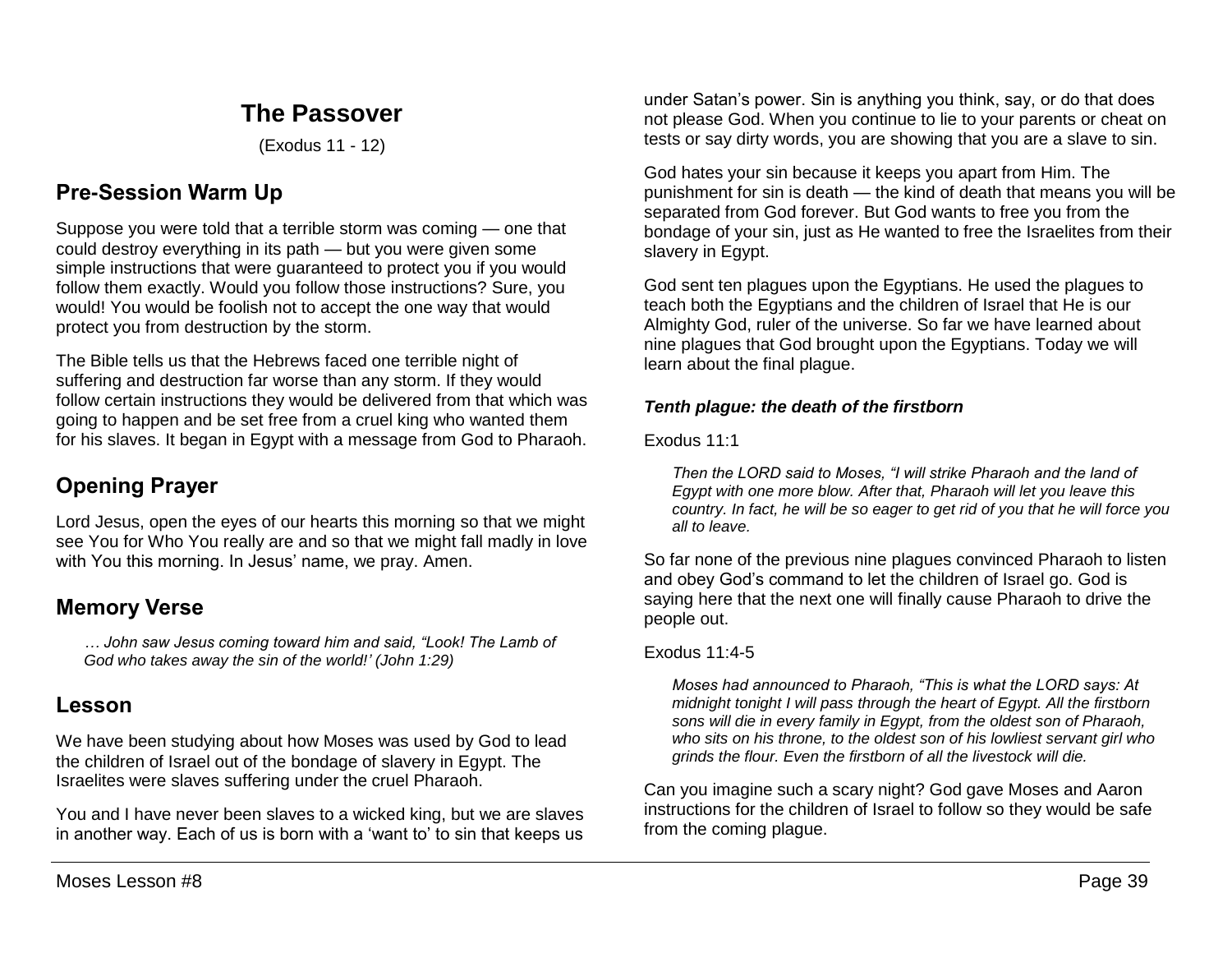# The Passover

(Exodus 11 - 12)

## Pre-Session Warm Up

Suppose you were told that a terrible storm was coming — one that could destroy everything in its path — but you were given some simple instructions that were guaranteed to protect you if you would follow them exactly. Would you follow those instructions? Sure, you would! You would be foolish not to accept the one way that would protect you from destruction by the storm.

The Bible tells us that the Hebrews faced one terrible night of suffering and destruction far worse than any storm. If they would follow certain instructions they would be delivered from that which was going to happen and be set free from a cruel king who wanted them for his slaves. It began in Egypt with a message from God to Pharaoh.

## Opening Prayer

Lord Jesus, open the eyes of our hearts this morning so that we might see You for Who You really are and so that we might fall madly in love with You this morning. In Jesus' name, we pray. Amen.

## Memory Verse

> *… John saw Jesus coming toward him and said, "Look! The Lamb of God who takes away the sin of the world!' (John 1:29)*

## Lesson

We have been studying about how Moses was used by God to lead the children of Israel out of the bondage of slavery in Egypt. The Israelites were slaves suffering under the cruel Pharaoh.

You and I have never been slaves to a wicked king, but we are slaves in another way. Each of us is born with a 'want to' to sin that keeps us under Satan's power. Sin is anything you think, say, or do that does not please God. When you continue to lie to your parents or cheat on tests or say dirty words, you are showing that you are a slave to sin.

God hates your sin because it keeps you apart from Him. The punishment for sin is death — the kind of death that means you will be separated from God forever. But God wants to free you from the bondage of your sin, just as He wanted to free the Israelites from their slavery in Egypt.

God sent ten plagues upon the Egyptians. He used the plagues to teach both the Egyptians and the children of Israel that He is our Almighty God, ruler of the universe. So far we have learned about nine plagues that God brought upon the Egyptians. Today we will learn about the final plague.

### *Tenth plague: the death of the firstborn*

Exodus 11:1

> *Then the LORD said to Moses, "I will strike Pharaoh and the land of Egypt with one more blow. After that, Pharaoh will let you leave this country. In fact, he will be so eager to get rid of you that he will force you all to leave.*

So far none of the previous nine plagues convinced Pharaoh to listen and obey God's command to let the children of Israel go. God is saying here that the next one will finally cause Pharaoh to drive the people out.

Exodus 11:4-5

> *Moses had announced to Pharaoh, "This is what the LORD says: At midnight tonight I will pass through the heart of Egypt. All the firstborn sons will die in every family in Egypt, from the oldest son of Pharaoh, who sits on his throne, to the oldest son of his lowliest servant girl who grinds the flour. Even the firstborn of all the livestock will die.*

Can you imagine such a scary night? God gave Moses and Aaron instructions for the children of Israel to follow so they would be safe from the coming plague.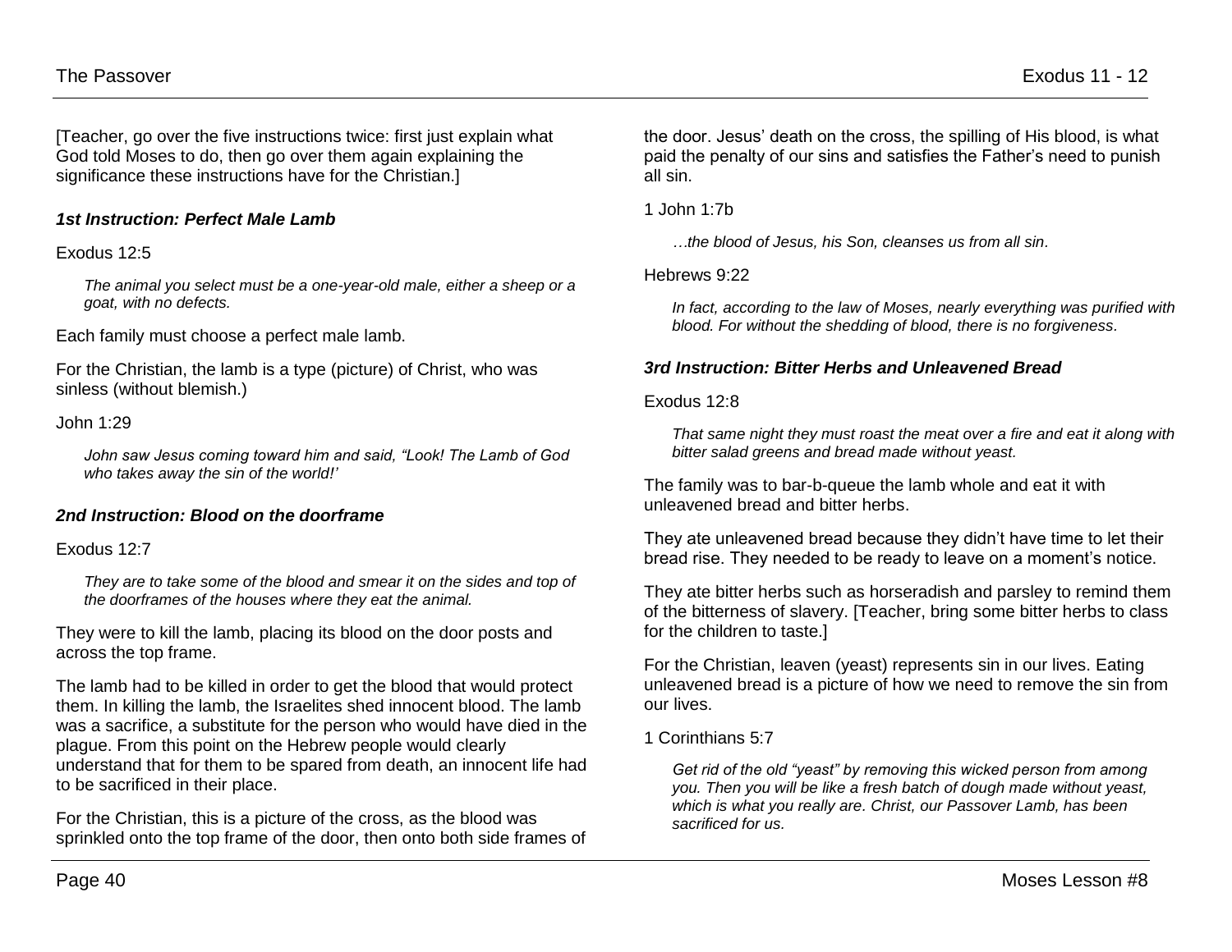[Teacher, go over the five instructions twice: first just explain what God told Moses to do, then go over them again explaining the significance these instructions have for the Christian.]

### *1st Instruction: Perfect Male Lamb*

Exodus 12:5

> *The animal you select must be a one-year-old male, either a sheep or a goat, with no defects.*

Each family must choose a perfect male lamb.

For the Christian, the lamb is a type (picture) of Christ, who was sinless (without blemish.)

John 1:29

> *John saw Jesus coming toward him and said, "Look! The Lamb of God who takes away the sin of the world!'*

### *2nd Instruction: Blood on the doorframe*

Exodus 12:7

> *They are to take some of the blood and smear it on the sides and top of the doorframes of the houses where they eat the animal.*

They were to kill the lamb, placing its blood on the door posts and across the top frame.

The lamb had to be killed in order to get the blood that would protect them. In killing the lamb, the Israelites shed innocent blood. The lamb was a sacrifice, a substitute for the person who would have died in the plague. From this point on the Hebrew people would clearly understand that for them to be spared from death, an innocent life had to be sacrificed in their place.

For the Christian, this is a picture of the cross, as the blood was sprinkled onto the top frame of the door, then onto both side frames of the door. Jesus' death on the cross, the spilling of His blood, is what paid the penalty of our sins and satisfies the Father's need to punish all sin.

1 John 1:7b

> *…the blood of Jesus, his Son, cleanses us from all sin.*

Hebrews 9:22

> *In fact, according to the law of Moses, nearly everything was purified with blood. For without the shedding of blood, there is no forgiveness.*

### *3rd Instruction: Bitter Herbs and Unleavened Bread*

Exodus 12:8

> *That same night they must roast the meat over a fire and eat it along with bitter salad greens and bread made without yeast.*

The family was to bar-b-queue the lamb whole and eat it with unleavened bread and bitter herbs.

They ate unleavened bread because they didn't have time to let their bread rise. They needed to be ready to leave on a moment's notice.

They ate bitter herbs such as horseradish and parsley to remind them of the bitterness of slavery. [Teacher, bring some bitter herbs to class for the children to taste.]

For the Christian, leaven (yeast) represents sin in our lives. Eating unleavened bread is a picture of how we need to remove the sin from our lives.

1 Corinthians 5:7

> *Get rid of the old "yeast" by removing this wicked person from among you. Then you will be like a fresh batch of dough made without yeast, which is what you really are. Christ, our Passover Lamb, has been sacrificed for us.*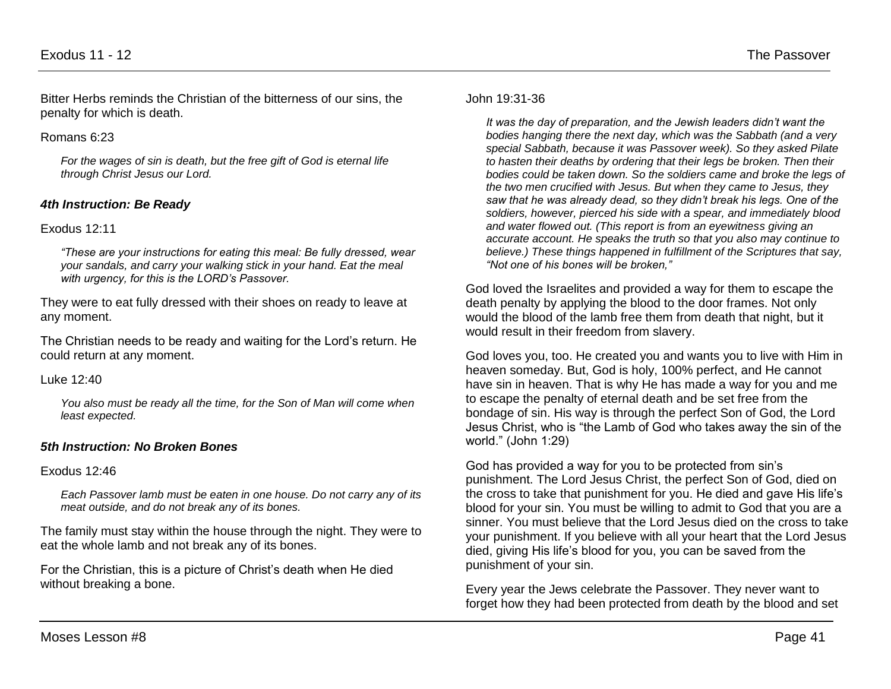Bitter Herbs reminds the Christian of the bitterness of our sins, the penalty for which is death.

Romans 6:23

> *For the wages of sin is death, but the free gift of God is eternal life through Christ Jesus our Lord.*

### *4th Instruction: Be Ready*

Exodus 12:11

> *"These are your instructions for eating this meal: Be fully dressed, wear your sandals, and carry your walking stick in your hand. Eat the meal with urgency, for this is the LORD's Passover.*

They were to eat fully dressed with their shoes on ready to leave at any moment.

The Christian needs to be ready and waiting for the Lord's return. He could return at any moment.

Luke 12:40

> *You also must be ready all the time, for the Son of Man will come when least expected.*

### *5th Instruction: No Broken Bones*

Exodus 12:46

> *Each Passover lamb must be eaten in one house. Do not carry any of its meat outside, and do not break any of its bones.*

The family must stay within the house through the night. They were to eat the whole lamb and not break any of its bones.

For the Christian, this is a picture of Christ's death when He died without breaking a bone.

John 19:31-36

> *It was the day of preparation, and the Jewish leaders didn't want the bodies hanging there the next day, which was the Sabbath (and a very special Sabbath, because it was Passover week). So they asked Pilate to hasten their deaths by ordering that their legs be broken. Then their bodies could be taken down. So the soldiers came and broke the legs of the two men crucified with Jesus. But when they came to Jesus, they saw that he was already dead, so they didn't break his legs. One of the soldiers, however, pierced his side with a spear, and immediately blood and water flowed out. (This report is from an eyewitness giving an accurate account. He speaks the truth so that you also may continue to believe.) These things happened in fulfillment of the Scriptures that say, "Not one of his bones will be broken,"*

God loved the Israelites and provided a way for them to escape the death penalty by applying the blood to the door frames. Not only would the blood of the lamb free them from death that night, but it would result in their freedom from slavery.

God loves you, too. He created you and wants you to live with Him in heaven someday. But, God is holy, 100% perfect, and He cannot have sin in heaven. That is why He has made a way for you and me to escape the penalty of eternal death and be set free from the bondage of sin. His way is through the perfect Son of God, the Lord Jesus Christ, who is "the Lamb of God who takes away the sin of the world." (John 1:29)

God has provided a way for you to be protected from sin's punishment. The Lord Jesus Christ, the perfect Son of God, died on the cross to take that punishment for you. He died and gave His life's blood for your sin. You must be willing to admit to God that you are a sinner. You must believe that the Lord Jesus died on the cross to take your punishment. If you believe with all your heart that the Lord Jesus died, giving His life's blood for you, you can be saved from the punishment of your sin.

Every year the Jews celebrate the Passover. They never want to forget how they had been protected from death by the blood and set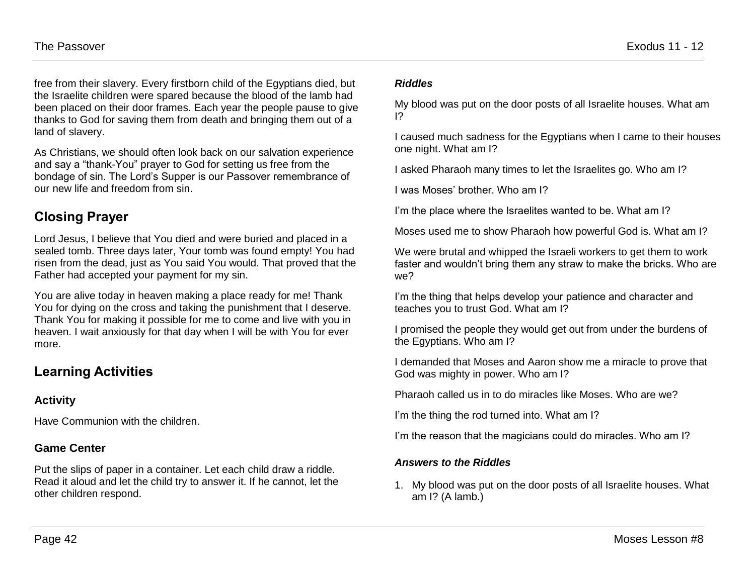free from their slavery. Every firstborn child of the Egyptians died, but the Israelite children were spared because the blood of the lamb had been placed on their door frames. Each year the people pause to give thanks to God for saving them from death and bringing them out of a land of slavery.

As Christians, we should often look back on our salvation experience and say a "thank-You" prayer to God for setting us free from the bondage of sin. The Lord's Supper is our Passover remembrance of our new life and freedom from sin.

## Closing Prayer

Lord Jesus, I believe that You died and were buried and placed in a sealed tomb. Three days later, Your tomb was found empty! You had risen from the dead, just as You said You would. That proved that the Father had accepted your payment for my sin.

You are alive today in heaven making a place ready for me! Thank You for dying on the cross and taking the punishment that I deserve. Thank You for making it possible for me to come and live with you in heaven. I wait anxiously for that day when I will be with You for ever more.

## Learning Activities

### Activity

Have Communion with the children.

### Game Center

Put the slips of paper in a container. Let each child draw a riddle. Read it aloud and let the child try to answer it. If he cannot, let the other children respond.

#### *Riddles*

My blood was put on the door posts of all Israelite houses. What am I?

I caused much sadness for the Egyptians when I came to their houses one night. What am I?

I asked Pharaoh many times to let the Israelites go. Who am I?

I was Moses' brother. Who am I?

I'm the place where the Israelites wanted to be. What am I?

Moses used me to show Pharaoh how powerful God is. What am I?

We were brutal and whipped the Israeli workers to get them to work faster and wouldn't bring them any straw to make the bricks. Who are we?

I'm the thing that helps develop your patience and character and teaches you to trust God. What am I?

I promised the people they would get out from under the burdens of the Egyptians. Who am I?

I demanded that Moses and Aaron show me a miracle to prove that God was mighty in power. Who am I?

Pharaoh called us in to do miracles like Moses. Who are we?

I'm the thing the rod turned into. What am I?

I'm the reason that the magicians could do miracles. Who am I?

#### *Answers to the Riddles*

1. My blood was put on the door posts of all Israelite houses. What am I? (A lamb.)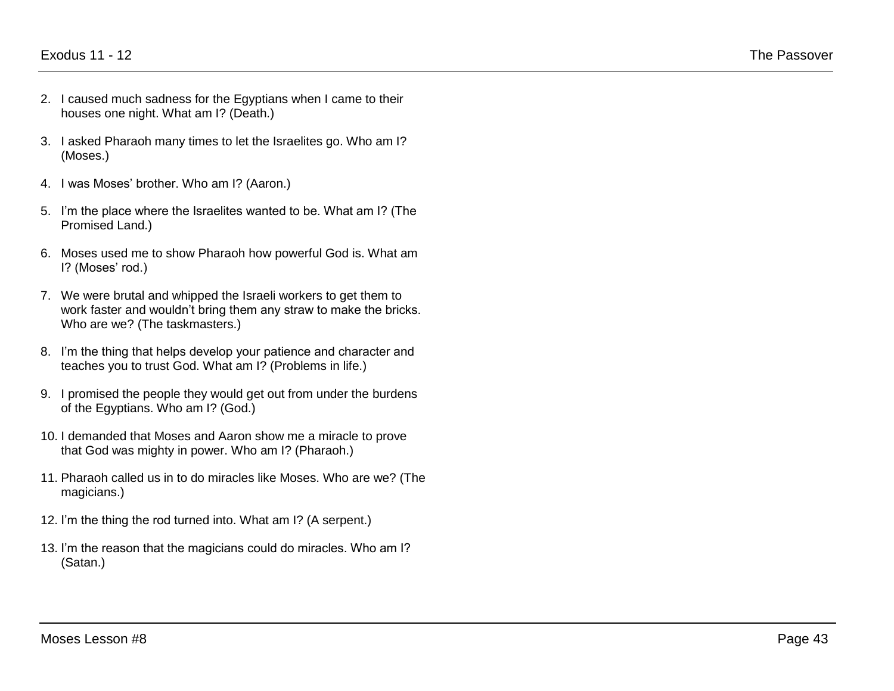2. I caused much sadness for the Egyptians when I came to their houses one night. What am I? (Death.)

3. I asked Pharaoh many times to let the Israelites go. Who am I? (Moses.)

4. I was Moses' brother. Who am I? (Aaron.)

5. I'm the place where the Israelites wanted to be. What am I? (The Promised Land.)

6. Moses used me to show Pharaoh how powerful God is. What am I? (Moses' rod.)

7. We were brutal and whipped the Israeli workers to get them to work faster and wouldn't bring them any straw to make the bricks. Who are we? (The taskmasters.)

8. I'm the thing that helps develop your patience and character and teaches you to trust God. What am I? (Problems in life.)

9. I promised the people they would get out from under the burdens of the Egyptians. Who am I? (God.)

10. I demanded that Moses and Aaron show me a miracle to prove that God was mighty in power. Who am I? (Pharaoh.)

11. Pharaoh called us in to do miracles like Moses. Who are we? (The magicians.)

12. I'm the thing the rod turned into. What am I? (A serpent.)

13. I'm the reason that the magicians could do miracles. Who am I? (Satan.)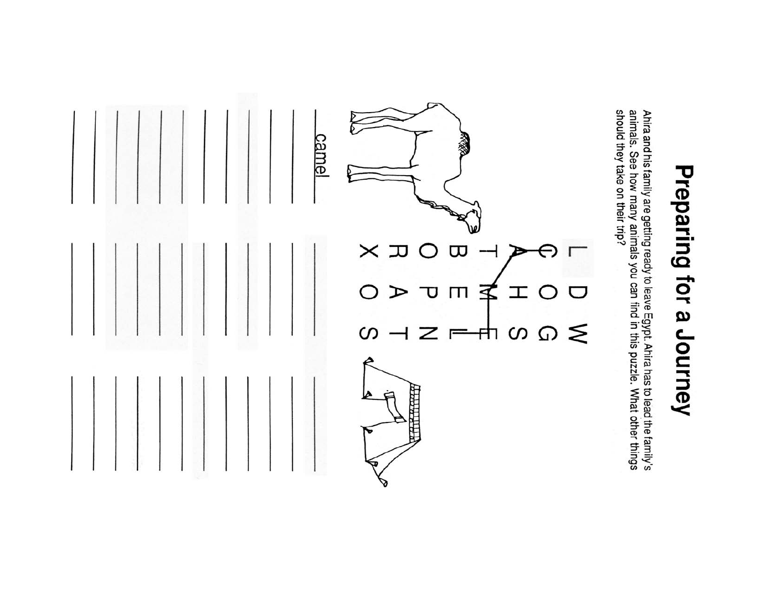# Preparing for a Journey

Ahira and his family are getting ready to leave Egypt. Ahira has to lead the family's animals. See how many animals you can find in this puzzle. What other things should they take on their trip?

```
L D W
G O G
A H S
T M E
B E L
O P N
R A T
X O S
```

camel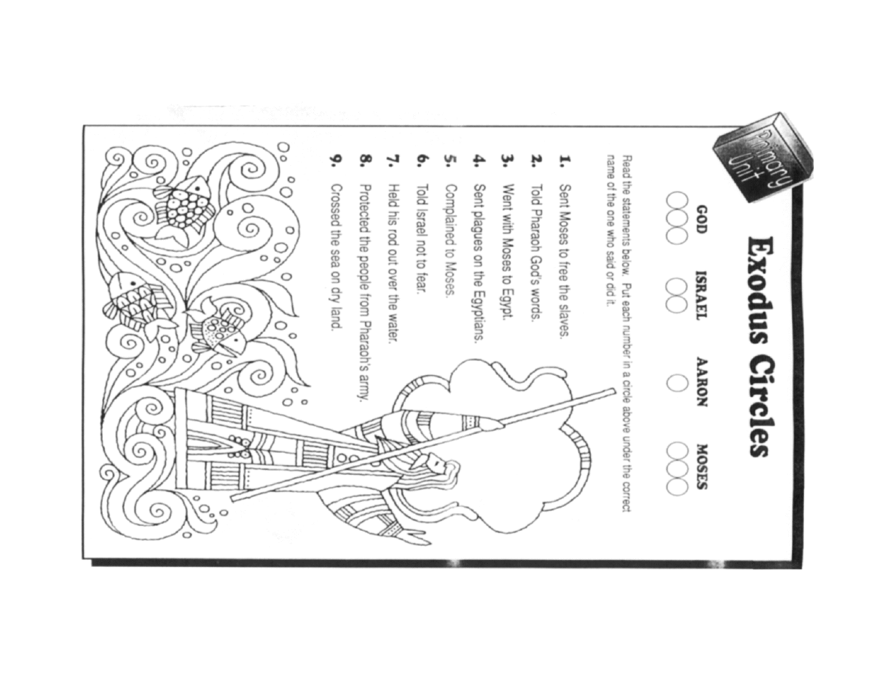Primary Unit

# Exodus Circles

Read the statements below. Put each number in a circle above under the correct name of the one who said or did it.

**GOD** ○○○ **ISRAEL** ○○ **AARON** ○ **MOSES** ○○○

1. Sent Moses to free the slaves.
2. Told Pharaoh God's words.
3. Went with Moses to Egypt.
4. Sent plagues on the Egyptians.
5. Complained to Moses.
6. Told Israel not to fear.
7. Held his rod out over the water.
8. Protected the people from Pharaoh's army.
9. Crossed the sea on dry land.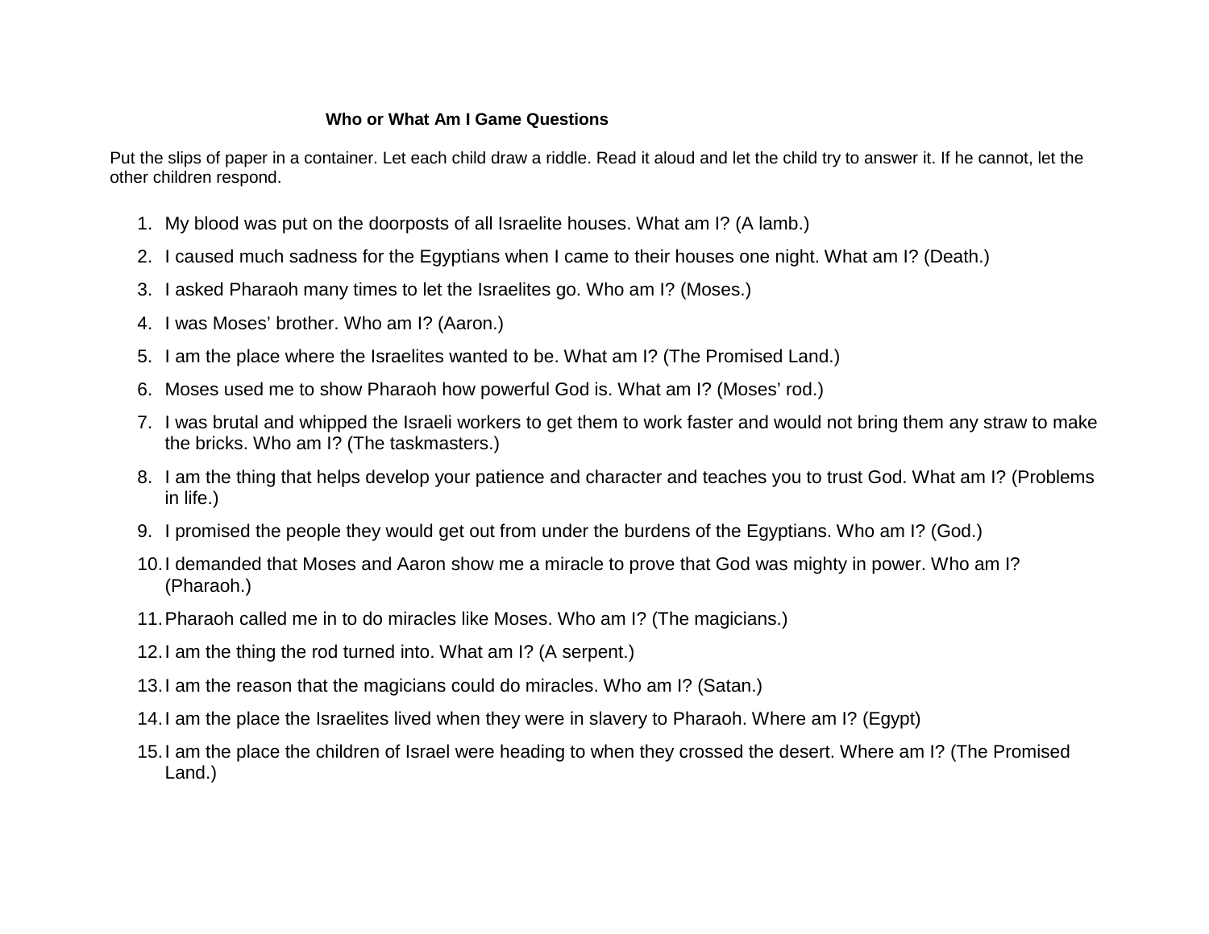### Who or What Am I Game Questions

Put the slips of paper in a container. Let each child draw a riddle. Read it aloud and let the child try to answer it. If he cannot, let the other children respond.

1. My blood was put on the doorposts of all Israelite houses. What am I? (A lamb.)
2. I caused much sadness for the Egyptians when I came to their houses one night. What am I? (Death.)
3. I asked Pharaoh many times to let the Israelites go. Who am I? (Moses.)
4. I was Moses' brother. Who am I? (Aaron.)
5. I am the place where the Israelites wanted to be. What am I? (The Promised Land.)
6. Moses used me to show Pharaoh how powerful God is. What am I? (Moses' rod.)
7. I was brutal and whipped the Israeli workers to get them to work faster and would not bring them any straw to make the bricks. Who am I? (The taskmasters.)
8. I am the thing that helps develop your patience and character and teaches you to trust God. What am I? (Problems in life.)
9. I promised the people they would get out from under the burdens of the Egyptians. Who am I? (God.)
10. I demanded that Moses and Aaron show me a miracle to prove that God was mighty in power. Who am I? (Pharaoh.)
11. Pharaoh called me in to do miracles like Moses. Who am I? (The magicians.)
12. I am the thing the rod turned into. What am I? (A serpent.)
13. I am the reason that the magicians could do miracles. Who am I? (Satan.)
14. I am the place the Israelites lived when they were in slavery to Pharaoh. Where am I? (Egypt)
15. I am the place the children of Israel were heading to when they crossed the desert. Where am I? (The Promised Land.)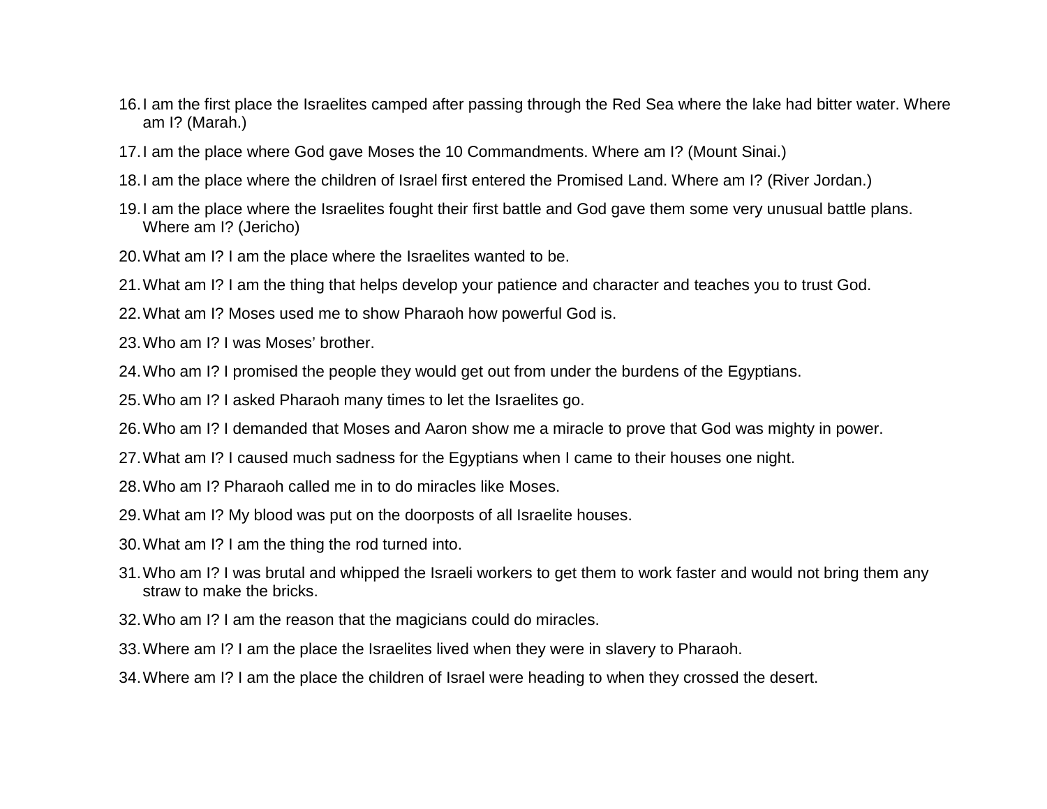16. I am the first place the Israelites camped after passing through the Red Sea where the lake had bitter water. Where am I? (Marah.)
17. I am the place where God gave Moses the 10 Commandments. Where am I? (Mount Sinai.)
18. I am the place where the children of Israel first entered the Promised Land. Where am I? (River Jordan.)
19. I am the place where the Israelites fought their first battle and God gave them some very unusual battle plans. Where am I? (Jericho)
20. What am I? I am the place where the Israelites wanted to be.
21. What am I? I am the thing that helps develop your patience and character and teaches you to trust God.
22. What am I? Moses used me to show Pharaoh how powerful God is.
23. Who am I? I was Moses' brother.
24. Who am I? I promised the people they would get out from under the burdens of the Egyptians.
25. Who am I? I asked Pharaoh many times to let the Israelites go.
26. Who am I? I demanded that Moses and Aaron show me a miracle to prove that God was mighty in power.
27. What am I? I caused much sadness for the Egyptians when I came to their houses one night.
28. Who am I? Pharaoh called me in to do miracles like Moses.
29. What am I? My blood was put on the doorposts of all Israelite houses.
30. What am I? I am the thing the rod turned into.
31. Who am I? I was brutal and whipped the Israeli workers to get them to work faster and would not bring them any straw to make the bricks.
32. Who am I? I am the reason that the magicians could do miracles.
33. Where am I? I am the place the Israelites lived when they were in slavery to Pharaoh.
34. Where am I? I am the place the children of Israel were heading to when they crossed the desert.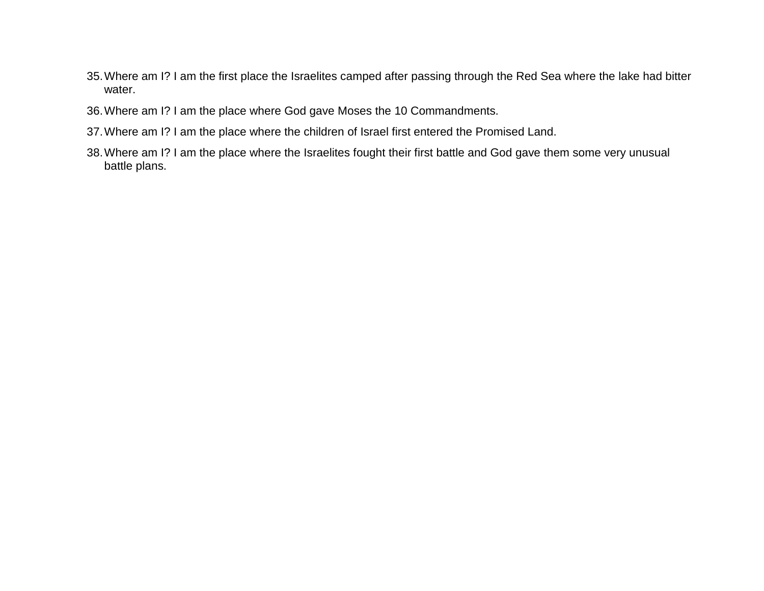35. Where am I? I am the first place the Israelites camped after passing through the Red Sea where the lake had bitter water.
36. Where am I? I am the place where God gave Moses the 10 Commandments.
37. Where am I? I am the place where the children of Israel first entered the Promised Land.
38. Where am I? I am the place where the Israelites fought their first battle and God gave them some very unusual battle plans.